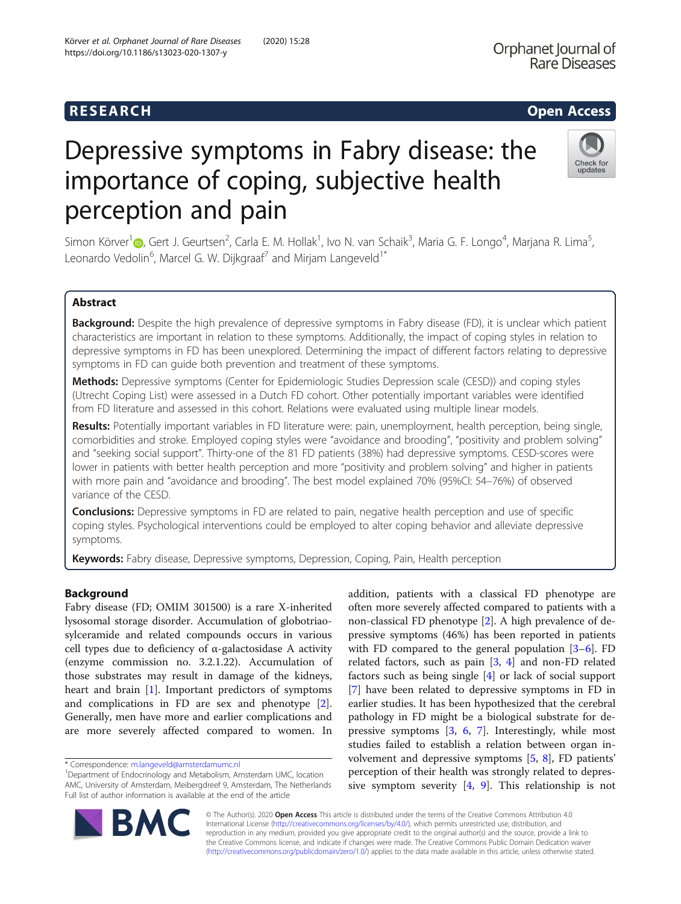# Depressive symptoms in Fabry disease: the importance of coping, subjective health perception and pain

Simon Körver[1], Gert J. Geurtsen[2], Carla E. M. Hollak[1], Ivo N. van Schaik[3], Maria G. F. Longo[4], Marjana R. Lima[5], Leonardo Vedolin[6], Marcel G. W. Dijkgraaf[7] and Mirjam Langeveld[1*]

## Abstract

**Background:** Despite the high prevalence of depressive symptoms in Fabry disease (FD), it is unclear which patient characteristics are important in relation to these symptoms. Additionally, the impact of coping styles in relation to depressive symptoms in FD has been unexplored. Determining the impact of different factors relating to depressive symptoms in FD can guide both prevention and treatment of these symptoms.

**Methods:** Depressive symptoms (Center for Epidemiologic Studies Depression scale (CESD)) and coping styles (Utrecht Coping List) were assessed in a Dutch FD cohort. Other potentially important variables were identified from FD literature and assessed in this cohort. Relations were evaluated using multiple linear models.

**Results:** Potentially important variables in FD literature were: pain, unemployment, health perception, being single, comorbidities and stroke. Employed coping styles were "avoidance and brooding", "positivity and problem solving" and "seeking social support". Thirty-one of the 81 FD patients (38%) had depressive symptoms. CESD-scores were lower in patients with better health perception and more "positivity and problem solving" and higher in patients with more pain and "avoidance and brooding". The best model explained 70% (95%CI: 54–76%) of observed variance of the CESD.

**Conclusions:** Depressive symptoms in FD are related to pain, negative health perception and use of specific coping styles. Psychological interventions could be employed to alter coping behavior and alleviate depressive symptoms.

**Keywords:** Fabry disease, Depressive symptoms, Depression, Coping, Pain, Health perception

## Background

Fabry disease (FD; OMIM 301500) is a rare X-inherited lysosomal storage disorder. Accumulation of globotriaosylceramide and related compounds occurs in various cell types due to deficiency of α-galactosidase A activity (enzyme commission no. 3.2.1.22). Accumulation of those substrates may result in damage of the kidneys, heart and brain [1]. Important predictors of symptoms and complications in FD are sex and phenotype [2]. Generally, men have more and earlier complications and are more severely affected compared to women. In addition, patients with a classical FD phenotype are often more severely affected compared to patients with a non-classical FD phenotype [2]. A high prevalence of depressive symptoms (46%) has been reported in patients with FD compared to the general population [3–6]. FD related factors, such as pain [3, 4] and non-FD related factors such as being single [4] or lack of social support [7] have been related to depressive symptoms in FD in earlier studies. It has been hypothesized that the cerebral pathology in FD might be a biological substrate for depressive symptoms [3, 6, 7]. Interestingly, while most studies failed to establish a relation between organ involvement and depressive symptoms [5, 8], FD patients' perception of their health was strongly related to depressive symptom severity [4, 9]. This relationship is not

* Correspondence: m.langeveld@amsterdamumc.nl
[1]Department of Endocrinology and Metabolism, Amsterdam UMC, location AMC, University of Amsterdam, Meibergdreef 9, Amsterdam, The Netherlands
Full list of author information is available at the end of the article

© The Author(s). 2020 **Open Access** This article is distributed under the terms of the Creative Commons Attribution 4.0 International License (http://creativecommons.org/licenses/by/4.0/), which permits unrestricted use, distribution, and reproduction in any medium, provided you give appropriate credit to the original author(s) and the source, provide a link to the Creative Commons license, and indicate if changes were made. The Creative Commons Public Domain Dedication waiver (http://creativecommons.org/publicdomain/zero/1.0/) applies to the data made available in this article, unless otherwise stated.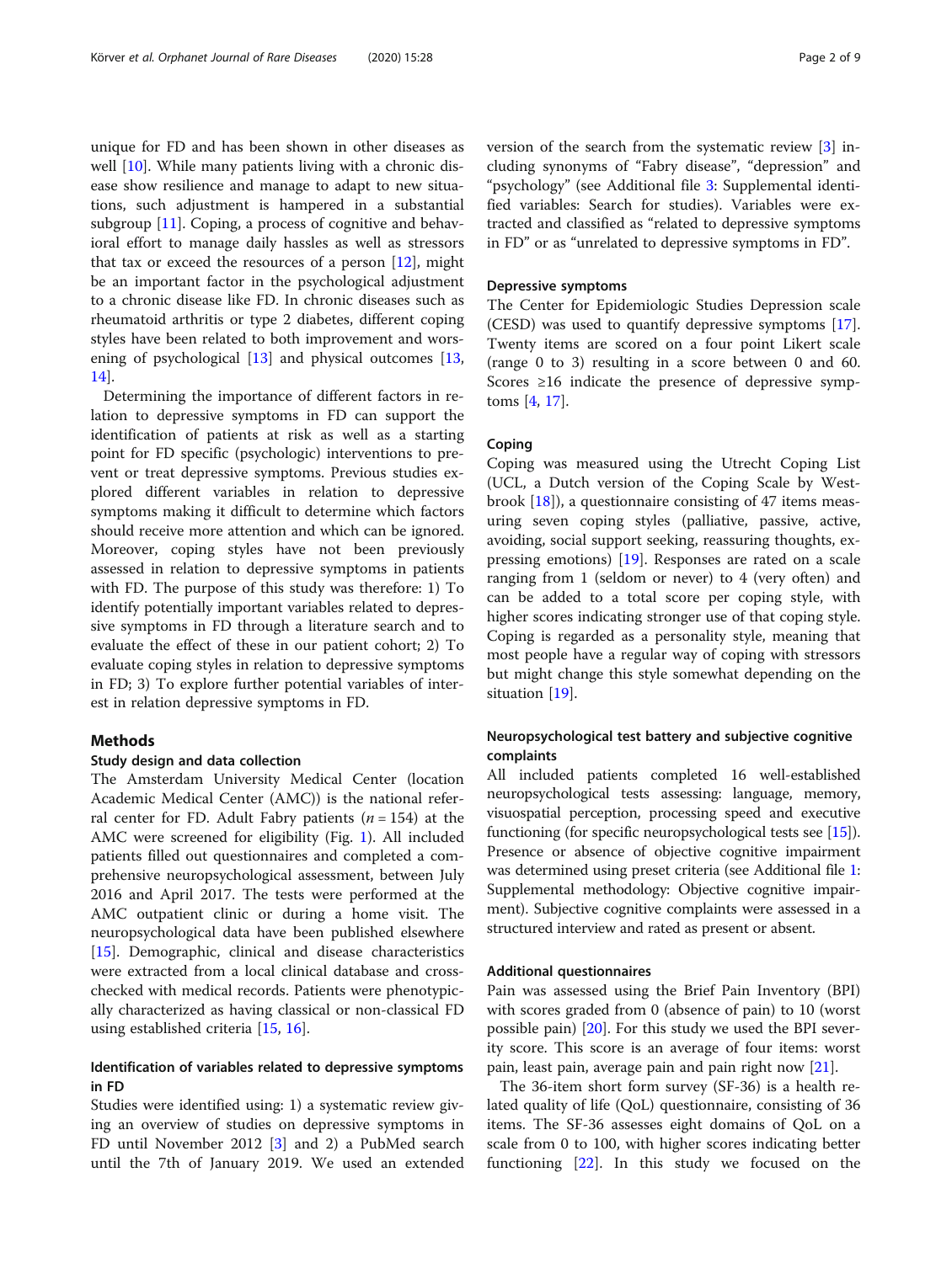unique for FD and has been shown in other diseases as well [10]. While many patients living with a chronic disease show resilience and manage to adapt to new situations, such adjustment is hampered in a substantial subgroup [11]. Coping, a process of cognitive and behavioral effort to manage daily hassles as well as stressors that tax or exceed the resources of a person [12], might be an important factor in the psychological adjustment to a chronic disease like FD. In chronic diseases such as rheumatoid arthritis or type 2 diabetes, different coping styles have been related to both improvement and worsening of psychological [13] and physical outcomes [13, 14].

Determining the importance of different factors in relation to depressive symptoms in FD can support the identification of patients at risk as well as a starting point for FD specific (psychologic) interventions to prevent or treat depressive symptoms. Previous studies explored different variables in relation to depressive symptoms making it difficult to determine which factors should receive more attention and which can be ignored. Moreover, coping styles have not been previously assessed in relation to depressive symptoms in patients with FD. The purpose of this study was therefore: 1) To identify potentially important variables related to depressive symptoms in FD through a literature search and to evaluate the effect of these in our patient cohort; 2) To evaluate coping styles in relation to depressive symptoms in FD; 3) To explore further potential variables of interest in relation depressive symptoms in FD.

## Methods

### Study design and data collection

The Amsterdam University Medical Center (location Academic Medical Center (AMC)) is the national referral center for FD. Adult Fabry patients ($n = 154$) at the AMC were screened for eligibility (Fig. 1). All included patients filled out questionnaires and completed a comprehensive neuropsychological assessment, between July 2016 and April 2017. The tests were performed at the AMC outpatient clinic or during a home visit. The neuropsychological data have been published elsewhere [15]. Demographic, clinical and disease characteristics were extracted from a local clinical database and cross-checked with medical records. Patients were phenotypically characterized as having classical or non-classical FD using established criteria [15, 16].

### Identification of variables related to depressive symptoms in FD

Studies were identified using: 1) a systematic review giving an overview of studies on depressive symptoms in FD until November 2012 [3] and 2) a PubMed search until the 7th of January 2019. We used an extended version of the search from the systematic review [3] including synonyms of "Fabry disease", "depression" and "psychology" (see Additional file 3: Supplemental identified variables: Search for studies). Variables were extracted and classified as "related to depressive symptoms in FD" or as "unrelated to depressive symptoms in FD".

### Depressive symptoms

The Center for Epidemiologic Studies Depression scale (CESD) was used to quantify depressive symptoms [17]. Twenty items are scored on a four point Likert scale (range 0 to 3) resulting in a score between 0 and 60. Scores ≥16 indicate the presence of depressive symptoms [4, 17].

### Coping

Coping was measured using the Utrecht Coping List (UCL, a Dutch version of the Coping Scale by Westbrook [18]), a questionnaire consisting of 47 items measuring seven coping styles (palliative, passive, active, avoiding, social support seeking, reassuring thoughts, expressing emotions) [19]. Responses are rated on a scale ranging from 1 (seldom or never) to 4 (very often) and can be added to a total score per coping style, with higher scores indicating stronger use of that coping style. Coping is regarded as a personality style, meaning that most people have a regular way of coping with stressors but might change this style somewhat depending on the situation [19].

### Neuropsychological test battery and subjective cognitive complaints

All included patients completed 16 well-established neuropsychological tests assessing: language, memory, visuospatial perception, processing speed and executive functioning (for specific neuropsychological tests see [15]). Presence or absence of objective cognitive impairment was determined using preset criteria (see Additional file 1: Supplemental methodology: Objective cognitive impairment). Subjective cognitive complaints were assessed in a structured interview and rated as present or absent.

### Additional questionnaires

Pain was assessed using the Brief Pain Inventory (BPI) with scores graded from 0 (absence of pain) to 10 (worst possible pain) [20]. For this study we used the BPI severity score. This score is an average of four items: worst pain, least pain, average pain and pain right now [21].

The 36-item short form survey (SF-36) is a health related quality of life (QoL) questionnaire, consisting of 36 items. The SF-36 assesses eight domains of QoL on a scale from 0 to 100, with higher scores indicating better functioning [22]. In this study we focused on the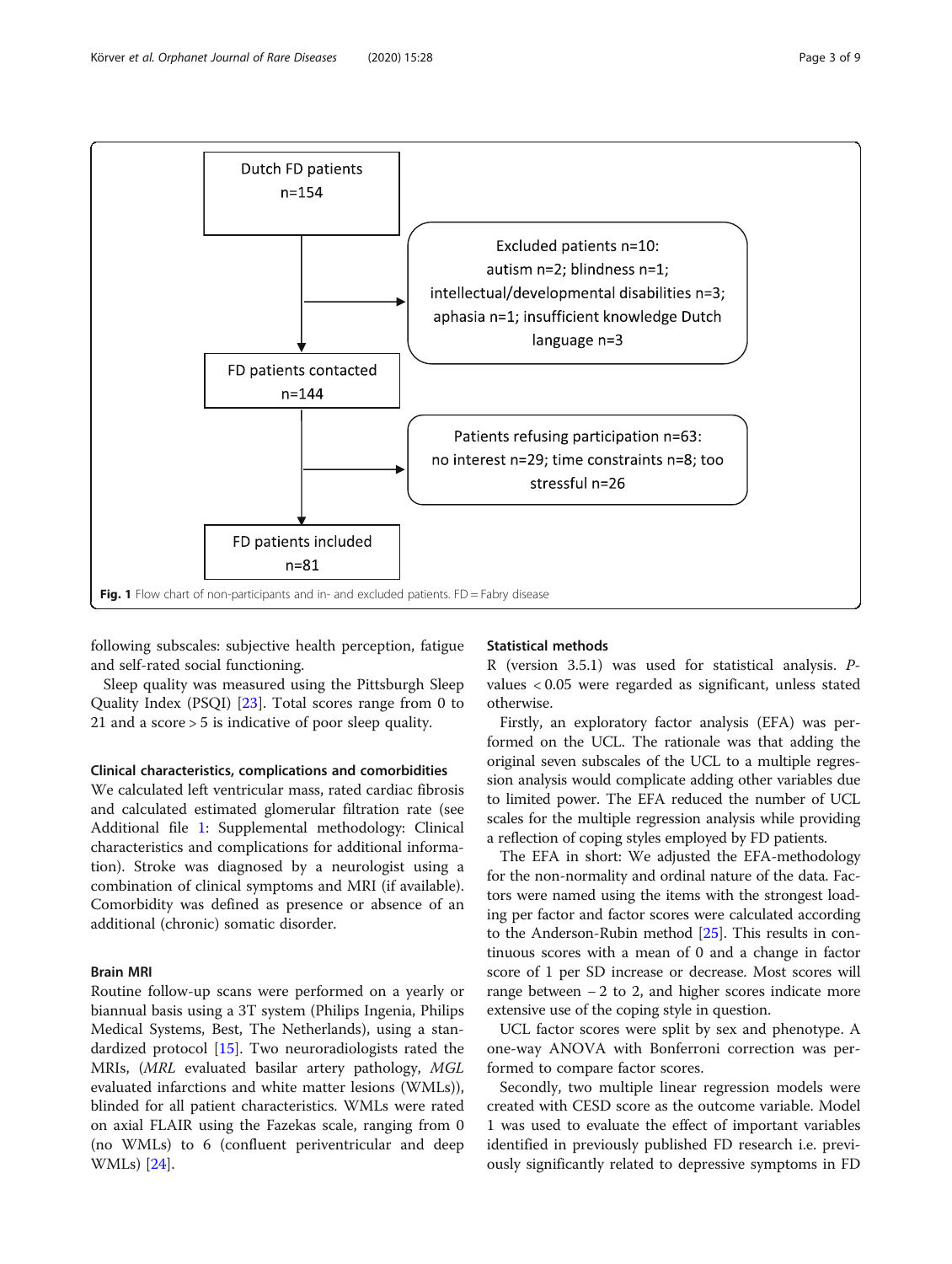Dutch FD patients
n=154

Excluded patients n=10:
autism n=2; blindness n=1;
intellectual/developmental disabilities n=3;
aphasia n=1; insufficient knowledge Dutch language n=3

FD patients contacted
n=144

Patients refusing participation n=63:
no interest n=29; time constraints n=8; too stressful n=26

FD patients included
n=81

**Fig. 1** Flow chart of non-participants and in- and excluded patients. FD = Fabry disease

following subscales: subjective health perception, fatigue and self-rated social functioning.

Sleep quality was measured using the Pittsburgh Sleep Quality Index (PSQI) [23]. Total scores range from 0 to 21 and a score > 5 is indicative of poor sleep quality.

### Clinical characteristics, complications and comorbidities

We calculated left ventricular mass, rated cardiac fibrosis and calculated estimated glomerular filtration rate (see Additional file 1: Supplemental methodology: Clinical characteristics and complications for additional information). Stroke was diagnosed by a neurologist using a combination of clinical symptoms and MRI (if available). Comorbidity was defined as presence or absence of an additional (chronic) somatic disorder.

### Brain MRI

Routine follow-up scans were performed on a yearly or biannual basis using a 3T system (Philips Ingenia, Philips Medical Systems, Best, The Netherlands), using a standardized protocol [15]. Two neuroradiologists rated the MRIs, (*MRL* evaluated basilar artery pathology, *MGL* evaluated infarctions and white matter lesions (WMLs)), blinded for all patient characteristics. WMLs were rated on axial FLAIR using the Fazekas scale, ranging from 0 (no WMLs) to 6 (confluent periventricular and deep WMLs) [24].

### Statistical methods

R (version 3.5.1) was used for statistical analysis. *P*-values < 0.05 were regarded as significant, unless stated otherwise.

Firstly, an exploratory factor analysis (EFA) was performed on the UCL. The rationale was that adding the original seven subscales of the UCL to a multiple regression analysis would complicate adding other variables due to limited power. The EFA reduced the number of UCL scales for the multiple regression analysis while providing a reflection of coping styles employed by FD patients.

The EFA in short: We adjusted the EFA-methodology for the non-normality and ordinal nature of the data. Factors were named using the items with the strongest loading per factor and factor scores were calculated according to the Anderson-Rubin method [25]. This results in continuous scores with a mean of 0 and a change in factor score of 1 per SD increase or decrease. Most scores will range between − 2 to 2, and higher scores indicate more extensive use of the coping style in question.

UCL factor scores were split by sex and phenotype. A one-way ANOVA with Bonferroni correction was performed to compare factor scores.

Secondly, two multiple linear regression models were created with CESD score as the outcome variable. Model 1 was used to evaluate the effect of important variables identified in previously published FD research i.e. previously significantly related to depressive symptoms in FD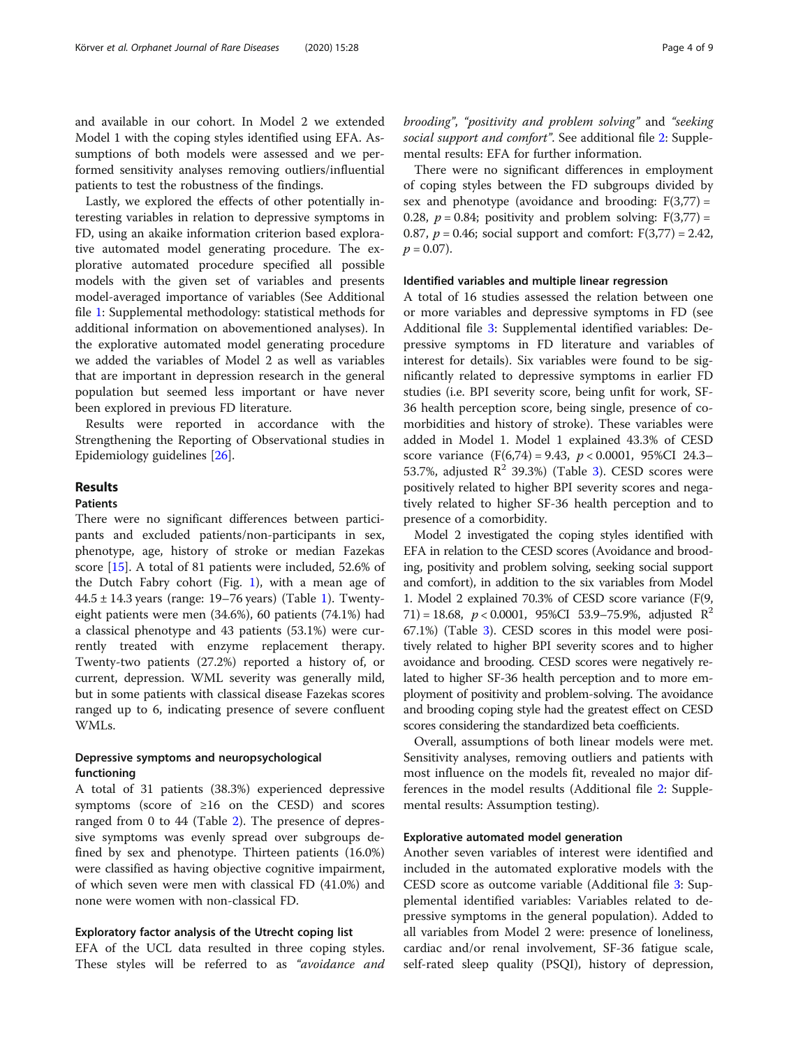and available in our cohort. In Model 2 we extended Model 1 with the coping styles identified using EFA. Assumptions of both models were assessed and we performed sensitivity analyses removing outliers/influential patients to test the robustness of the findings.

Lastly, we explored the effects of other potentially interesting variables in relation to depressive symptoms in FD, using an akaike information criterion based explorative automated model generating procedure. The explorative automated procedure specified all possible models with the given set of variables and presents model-averaged importance of variables (See Additional file 1: Supplemental methodology: statistical methods for additional information on abovementioned analyses). In the explorative automated model generating procedure we added the variables of Model 2 as well as variables that are important in depression research in the general population but seemed less important or have never been explored in previous FD literature.

Results were reported in accordance with the Strengthening the Reporting of Observational studies in Epidemiology guidelines [26].

## Results

### Patients

There were no significant differences between participants and excluded patients/non-participants in sex, phenotype, age, history of stroke or median Fazekas score [15]. A total of 81 patients were included, 52.6% of the Dutch Fabry cohort (Fig. 1), with a mean age of 44.5 ± 14.3 years (range: 19–76 years) (Table 1). Twenty-eight patients were men (34.6%), 60 patients (74.1%) had a classical phenotype and 43 patients (53.1%) were currently treated with enzyme replacement therapy. Twenty-two patients (27.2%) reported a history of, or current, depression. WML severity was generally mild, but in some patients with classical disease Fazekas scores ranged up to 6, indicating presence of severe confluent WMLs.

### Depressive symptoms and neuropsychological functioning

A total of 31 patients (38.3%) experienced depressive symptoms (score of ≥16 on the CESD) and scores ranged from 0 to 44 (Table 2). The presence of depressive symptoms was evenly spread over subgroups defined by sex and phenotype. Thirteen patients (16.0%) were classified as having objective cognitive impairment, of which seven were men with classical FD (41.0%) and none were women with non-classical FD.

### Exploratory factor analysis of the Utrecht coping list

EFA of the UCL data resulted in three coping styles. These styles will be referred to as *"avoidance and brooding"*, *"positivity and problem solving"* and *"seeking social support and comfort"*. See additional file 2: Supplemental results: EFA for further information.

There were no significant differences in employment of coping styles between the FD subgroups divided by sex and phenotype (avoidance and brooding: $F(3,77) = 0.28$, $p = 0.84$; positivity and problem solving: $F(3,77) = 0.87$, $p = 0.46$; social support and comfort: $F(3,77) = 2.42$, $p = 0.07$).

### Identified variables and multiple linear regression

A total of 16 studies assessed the relation between one or more variables and depressive symptoms in FD (see Additional file 3: Supplemental identified variables: Depressive symptoms in FD literature and variables of interest for details). Six variables were found to be significantly related to depressive symptoms in earlier FD studies (i.e. BPI severity score, being unfit for work, SF-36 health perception score, being single, presence of comorbidities and history of stroke). These variables were added in Model 1. Model 1 explained 43.3% of CESD score variance ($F(6,74) = 9.43$, $p < 0.0001$, 95%CI 24.3–53.7%, adjusted $R^2$ 39.3%) (Table 3). CESD scores were positively related to higher BPI severity scores and negatively related to higher SF-36 health perception and to presence of a comorbidity.

Model 2 investigated the coping styles identified with EFA in relation to the CESD scores (Avoidance and brooding, positivity and problem solving, seeking social support and comfort), in addition to the six variables from Model 1. Model 2 explained 70.3% of CESD score variance ($F(9, 71) = 18.68$, $p < 0.0001$, 95%CI 53.9–75.9%, adjusted $R^2$ 67.1%) (Table 3). CESD scores in this model were positively related to higher BPI severity scores and to higher avoidance and brooding. CESD scores were negatively related to higher SF-36 health perception and to more employment of positivity and problem-solving. The avoidance and brooding coping style had the greatest effect on CESD scores considering the standardized beta coefficients.

Overall, assumptions of both linear models were met. Sensitivity analyses, removing outliers and patients with most influence on the models fit, revealed no major differences in the model results (Additional file 2: Supplemental results: Assumption testing).

### Explorative automated model generation

Another seven variables of interest were identified and included in the automated explorative models with the CESD score as outcome variable (Additional file 3: Supplemental identified variables: Variables related to depressive symptoms in the general population). Added to all variables from Model 2 were: presence of loneliness, cardiac and/or renal involvement, SF-36 fatigue scale, self-rated sleep quality (PSQI), history of depression,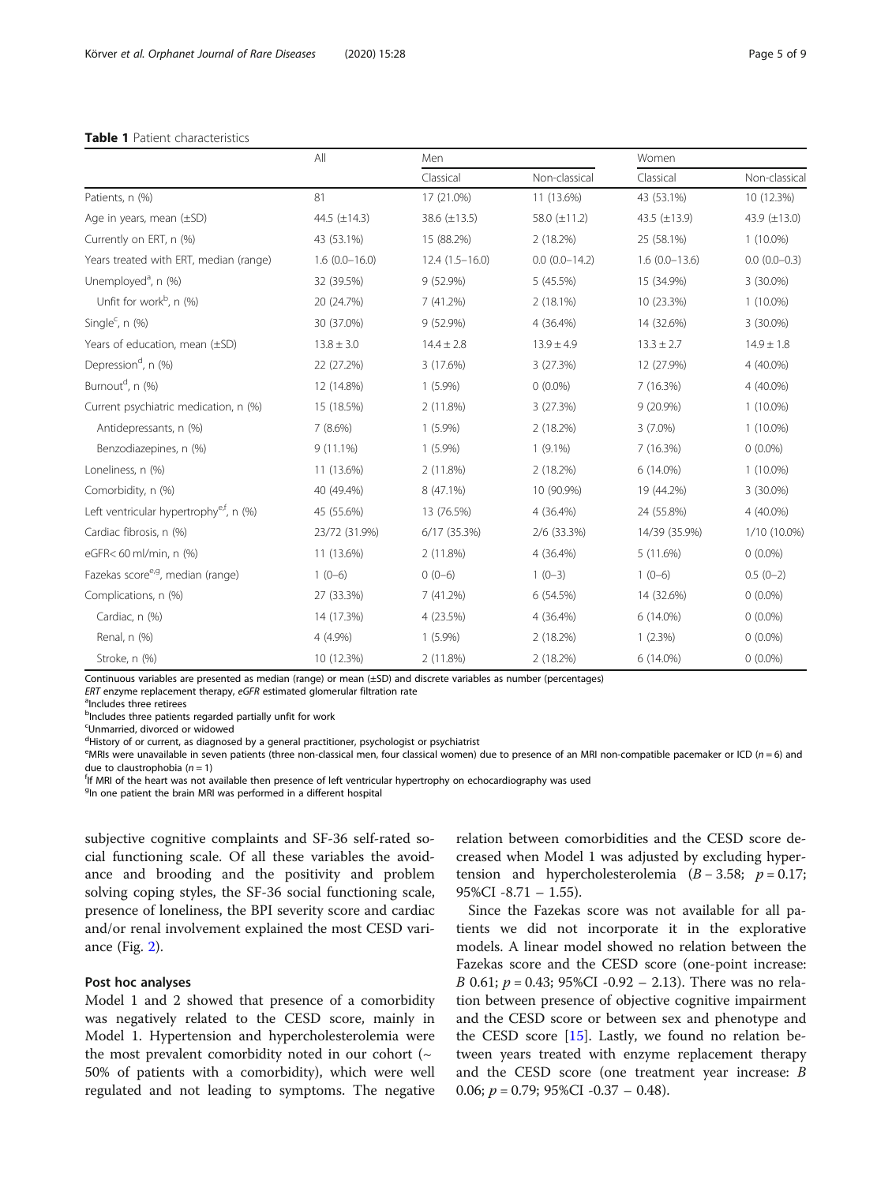**Table 1** Patient characteristics

| | All | Men | | Women | |
|---|---|---|---|---|---|
| | | Classical | Non-classical | Classical | Non-classical |
| Patients, n (%) | 81 | 17 (21.0%) | 11 (13.6%) | 43 (53.1%) | 10 (12.3%) |
| Age in years, mean (±SD) | 44.5 (±14.3) | 38.6 (±13.5) | 58.0 (±11.2) | 43.5 (±13.9) | 43.9 (±13.0) |
| Currently on ERT, n (%) | 43 (53.1%) | 15 (88.2%) | 2 (18.2%) | 25 (58.1%) | 1 (10.0%) |
| Years treated with ERT, median (range) | 1.6 (0.0–16.0) | 12.4 (1.5–16.0) | 0.0 (0.0–14.2) | 1.6 (0.0–13.6) | 0.0 (0.0–0.3) |
| Unemployed[a], n (%) | 32 (39.5%) | 9 (52.9%) | 5 (45.5%) | 15 (34.9%) | 3 (30.0%) |
| Unfit for work[b], n (%) | 20 (24.7%) | 7 (41.2%) | 2 (18.1%) | 10 (23.3%) | 1 (10.0%) |
| Single[c], n (%) | 30 (37.0%) | 9 (52.9%) | 4 (36.4%) | 14 (32.6%) | 3 (30.0%) |
| Years of education, mean (±SD) | 13.8 ± 3.0 | 14.4 ± 2.8 | 13.9 ± 4.9 | 13.3 ± 2.7 | 14.9 ± 1.8 |
| Depression[d], n (%) | 22 (27.2%) | 3 (17.6%) | 3 (27.3%) | 12 (27.9%) | 4 (40.0%) |
| Burnout[d], n (%) | 12 (14.8%) | 1 (5.9%) | 0 (0.0%) | 7 (16.3%) | 4 (40.0%) |
| Current psychiatric medication, n (%) | 15 (18.5%) | 2 (11.8%) | 3 (27.3%) | 9 (20.9%) | 1 (10.0%) |
| Antidepressants, n (%) | 7 (8.6%) | 1 (5.9%) | 2 (18.2%) | 3 (7.0%) | 1 (10.0%) |
| Benzodiazepines, n (%) | 9 (11.1%) | 1 (5.9%) | 1 (9.1%) | 7 (16.3%) | 0 (0.0%) |
| Loneliness, n (%) | 11 (13.6%) | 2 (11.8%) | 2 (18.2%) | 6 (14.0%) | 1 (10.0%) |
| Comorbidity, n (%) | 40 (49.4%) | 8 (47.1%) | 10 (90.9%) | 19 (44.2%) | 3 (30.0%) |
| Left ventricular hypertrophy[e,f], n (%) | 45 (55.6%) | 13 (76.5%) | 4 (36.4%) | 24 (55.8%) | 4 (40.0%) |
| Cardiac fibrosis, n (%) | 23/72 (31.9%) | 6/17 (35.3%) | 2/6 (33.3%) | 14/39 (35.9%) | 1/10 (10.0%) |
| eGFR< 60 ml/min, n (%) | 11 (13.6%) | 2 (11.8%) | 4 (36.4%) | 5 (11.6%) | 0 (0.0%) |
| Fazekas score[e,g], median (range) | 1 (0–6) | 0 (0–6) | 1 (0–3) | 1 (0–6) | 0.5 (0–2) |
| Complications, n (%) | 27 (33.3%) | 7 (41.2%) | 6 (54.5%) | 14 (32.6%) | 0 (0.0%) |
| Cardiac, n (%) | 14 (17.3%) | 4 (23.5%) | 4 (36.4%) | 6 (14.0%) | 0 (0.0%) |
| Renal, n (%) | 4 (4.9%) | 1 (5.9%) | 2 (18.2%) | 1 (2.3%) | 0 (0.0%) |
| Stroke, n (%) | 10 (12.3%) | 2 (11.8%) | 2 (18.2%) | 6 (14.0%) | 0 (0.0%) |

Continuous variables are presented as median (range) or mean (±SD) and discrete variables as number (percentages)

*ERT* enzyme replacement therapy, *eGFR* estimated glomerular filtration rate

[a]Includes three retirees

[b]Includes three patients regarded partially unfit for work

[c]Unmarried, divorced or widowed

[d]History of or current, as diagnosed by a general practitioner, psychologist or psychiatrist

[e]MRIs were unavailable in seven patients (three non-classical men, four classical women) due to presence of an MRI non-compatible pacemaker or ICD ($n = 6$) and due to claustrophobia ($n = 1$)

[f]If MRI of the heart was not available then presence of left ventricular hypertrophy on echocardiography was used

[g]In one patient the brain MRI was performed in a different hospital

subjective cognitive complaints and SF-36 self-rated social functioning scale. Of all these variables the avoidance and brooding and the positivity and problem solving coping styles, the SF-36 social functioning scale, presence of loneliness, the BPI severity score and cardiac and/or renal involvement explained the most CESD variance (Fig. 2).

## Post hoc analyses

Model 1 and 2 showed that presence of a comorbidity was negatively related to the CESD score, mainly in Model 1. Hypertension and hypercholesterolemia were the most prevalent comorbidity noted in our cohort (~ 50% of patients with a comorbidity), which were well regulated and not leading to symptoms. The negative relation between comorbidities and the CESD score decreased when Model 1 was adjusted by excluding hypertension and hypercholesterolemia ($B$ – 3.58; $p = 0.17$; 95%CI -8.71 – 1.55).

Since the Fazekas score was not available for all patients we did not incorporate it in the explorative models. A linear model showed no relation between the Fazekas score and the CESD score (one-point increase: $B$ 0.61; $p = 0.43$; 95%CI -0.92 – 2.13). There was no relation between presence of objective cognitive impairment and the CESD score or between sex and phenotype and the CESD score [15]. Lastly, we found no relation between years treated with enzyme replacement therapy and the CESD score (one treatment year increase: $B$ 0.06; $p = 0.79$; 95%CI -0.37 – 0.48).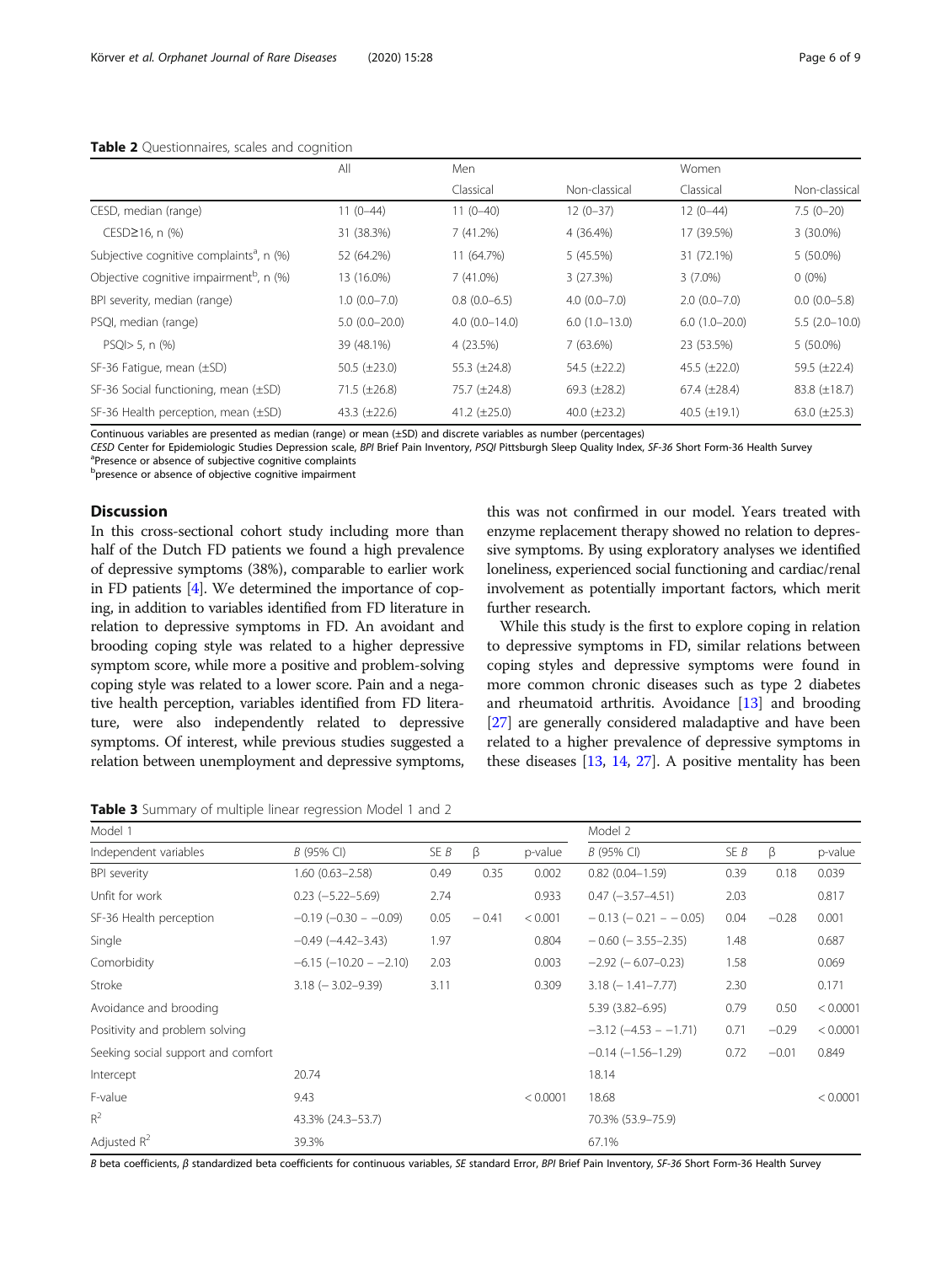**Table 2** Questionnaires, scales and cognition

| | All | Men | | Women | |
|---|---|---|---|---|---|
| | | Classical | Non-classical | Classical | Non-classical |
| CESD, median (range) | 11 (0–44) | 11 (0–40) | 12 (0–37) | 12 (0–44) | 7.5 (0–20) |
| CESD≥16, n (%) | 31 (38.3%) | 7 (41.2%) | 4 (36.4%) | 17 (39.5%) | 3 (30.0%) |
| Subjective cognitive complaints[a], n (%) | 52 (64.2%) | 11 (64.7%) | 5 (45.5%) | 31 (72.1%) | 5 (50.0%) |
| Objective cognitive impairment[b], n (%) | 13 (16.0%) | 7 (41.0%) | 3 (27.3%) | 3 (7.0%) | 0 (0%) |
| BPI severity, median (range) | 1.0 (0.0–7.0) | 0.8 (0.0–6.5) | 4.0 (0.0–7.0) | 2.0 (0.0–7.0) | 0.0 (0.0–5.8) |
| PSQI, median (range) | 5.0 (0.0–20.0) | 4.0 (0.0–14.0) | 6.0 (1.0–13.0) | 6.0 (1.0–20.0) | 5.5 (2.0–10.0) |
| PSQI> 5, n (%) | 39 (48.1%) | 4 (23.5%) | 7 (63.6%) | 23 (53.5%) | 5 (50.0%) |
| SF-36 Fatigue, mean (±SD) | 50.5 (±23.0) | 55.3 (±24.8) | 54.5 (±22.2) | 45.5 (±22.0) | 59.5 (±22.4) |
| SF-36 Social functioning, mean (±SD) | 71.5 (±26.8) | 75.7 (±24.8) | 69.3 (±28.2) | 67.4 (±28.4) | 83.8 (±18.7) |
| SF-36 Health perception, mean (±SD) | 43.3 (±22.6) | 41.2 (±25.0) | 40.0 (±23.2) | 40.5 (±19.1) | 63.0 (±25.3) |

Continuous variables are presented as median (range) or mean (±SD) and discrete variables as number (percentages)
*CESD* Center for Epidemiologic Studies Depression scale, *BPI* Brief Pain Inventory, *PSQI* Pittsburgh Sleep Quality Index, *SF-36* Short Form-36 Health Survey
[a]Presence or absence of subjective cognitive complaints
[b]presence or absence of objective cognitive impairment

## Discussion

In this cross-sectional cohort study including more than half of the Dutch FD patients we found a high prevalence of depressive symptoms (38%), comparable to earlier work in FD patients [4]. We determined the importance of coping, in addition to variables identified from FD literature in relation to depressive symptoms in FD. An avoidant and brooding coping style was related to a higher depressive symptom score, while more a positive and problem-solving coping style was related to a lower score. Pain and a negative health perception, variables identified from FD literature, were also independently related to depressive symptoms. Of interest, while previous studies suggested a relation between unemployment and depressive symptoms, this was not confirmed in our model. Years treated with enzyme replacement therapy showed no relation to depressive symptoms. By using exploratory analyses we identified loneliness, experienced social functioning and cardiac/renal involvement as potentially important factors, which merit further research.

While this study is the first to explore coping in relation to depressive symptoms in FD, similar relations between coping styles and depressive symptoms were found in more common chronic diseases such as type 2 diabetes and rheumatoid arthritis. Avoidance [13] and brooding [27] are generally considered maladaptive and have been related to a higher prevalence of depressive symptoms in these diseases [13, 14, 27]. A positive mentality has been

**Table 3** Summary of multiple linear regression Model 1 and 2

| Model 1 | | | | | Model 2 | | | |
|---|---|---|---|---|---|---|---|---|
| Independent variables | *B* (95% CI) | SE *B* | β | p-value | *B* (95% CI) | SE *B* | β | p-value |
| BPI severity | 1.60 (0.63–2.58) | 0.49 | 0.35 | 0.002 | 0.82 (0.04–1.59) | 0.39 | 0.18 | 0.039 |
| Unfit for work | 0.23 (−5.22–5.69) | 2.74 | | 0.933 | 0.47 (−3.57–4.51) | 2.03 | | 0.817 |
| SF-36 Health perception | −0.19 (−0.30 – −0.09) | 0.05 | − 0.41 | < 0.001 | − 0.13 (− 0.21 – − 0.05) | 0.04 | −0.28 | 0.001 |
| Single | −0.49 (−4.42–3.43) | 1.97 | | 0.804 | − 0.60 (− 3.55–2.35) | 1.48 | | 0.687 |
| Comorbidity | −6.15 (−10.20 – −2.10) | 2.03 | | 0.003 | −2.92 (− 6.07–0.23) | 1.58 | | 0.069 |
| Stroke | 3.18 (− 3.02–9.39) | 3.11 | | 0.309 | 3.18 (− 1.41–7.77) | 2.30 | | 0.171 |
| Avoidance and brooding | | | | | 5.39 (3.82–6.95) | 0.79 | 0.50 | < 0.0001 |
| Positivity and problem solving | | | | | −3.12 (−4.53 – −1.71) | 0.71 | −0.29 | < 0.0001 |
| Seeking social support and comfort | | | | | −0.14 (−1.56–1.29) | 0.72 | −0.01 | 0.849 |
| Intercept | 20.74 | | | | 18.14 | | | |
| F-value | 9.43 | | | < 0.0001 | 18.68 | | | < 0.0001 |
| $R^2$ | 43.3% (24.3–53.7) | | | | 70.3% (53.9–75.9) | | | |
| Adjusted $R^2$ | 39.3% | | | | 67.1% | | | |

*B* beta coefficients, *β* standardized beta coefficients for continuous variables, *SE* standard Error, *BPI* Brief Pain Inventory, *SF-36* Short Form-36 Health Survey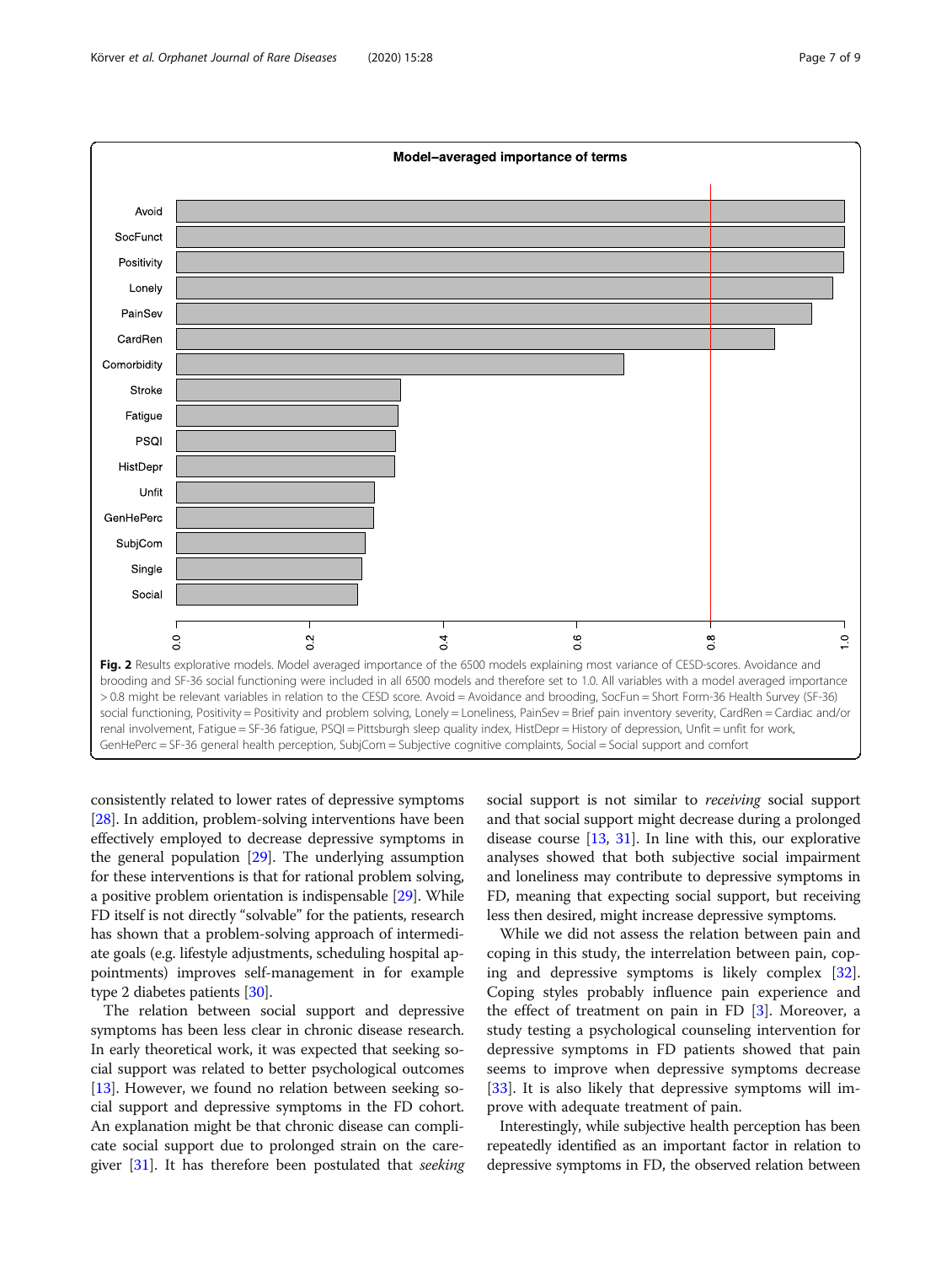Fig. 2 Results explorative models. Model averaged importance of the 6500 models explaining most variance of CESD-scores. Avoidance and brooding and SF-36 social functioning were included in all 6500 models and therefore set to 1.0. All variables with a model averaged importance > 0.8 might be relevant variables in relation to the CESD score. Avoid = Avoidance and brooding, SocFun = Short Form-36 Health Survey (SF-36) social functioning, Positivity = Positivity and problem solving, Lonely = Loneliness, PainSev = Brief pain inventory severity, CardRen = Cardiac and/or renal involvement, Fatigue = SF-36 fatigue, PSQI = Pittsburgh sleep quality index, HistDepr = History of depression, Unfit = unfit for work, GenHePerc = SF-36 general health perception, SubjCom = Subjective cognitive complaints, Social = Social support and comfort

consistently related to lower rates of depressive symptoms [28]. In addition, problem-solving interventions have been effectively employed to decrease depressive symptoms in the general population [29]. The underlying assumption for these interventions is that for rational problem solving, a positive problem orientation is indispensable [29]. While FD itself is not directly "solvable" for the patients, research has shown that a problem-solving approach of intermediate goals (e.g. lifestyle adjustments, scheduling hospital appointments) improves self-management in for example type 2 diabetes patients [30].

The relation between social support and depressive symptoms has been less clear in chronic disease research. In early theoretical work, it was expected that seeking social support was related to better psychological outcomes [13]. However, we found no relation between seeking social support and depressive symptoms in the FD cohort. An explanation might be that chronic disease can complicate social support due to prolonged strain on the caregiver [31]. It has therefore been postulated that *seeking* social support is not similar to *receiving* social support and that social support might decrease during a prolonged disease course [13, 31]. In line with this, our explorative analyses showed that both subjective social impairment and loneliness may contribute to depressive symptoms in FD, meaning that expecting social support, but receiving less then desired, might increase depressive symptoms.

While we did not assess the relation between pain and coping in this study, the interrelation between pain, coping and depressive symptoms is likely complex [32]. Coping styles probably influence pain experience and the effect of treatment on pain in FD [3]. Moreover, a study testing a psychological counseling intervention for depressive symptoms in FD patients showed that pain seems to improve when depressive symptoms decrease [33]. It is also likely that depressive symptoms will improve with adequate treatment of pain.

Interestingly, while subjective health perception has been repeatedly identified as an important factor in relation to depressive symptoms in FD, the observed relation between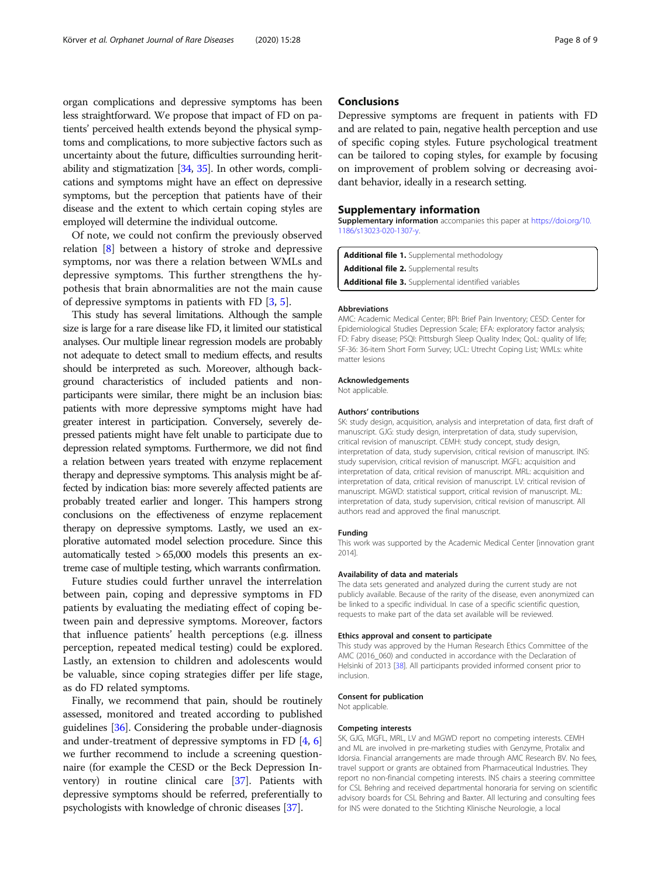organ complications and depressive symptoms has been less straightforward. We propose that impact of FD on patients' perceived health extends beyond the physical symptoms and complications, to more subjective factors such as uncertainty about the future, difficulties surrounding heritability and stigmatization [34, 35]. In other words, complications and symptoms might have an effect on depressive symptoms, but the perception that patients have of their disease and the extent to which certain coping styles are employed will determine the individual outcome.

Of note, we could not confirm the previously observed relation [8] between a history of stroke and depressive symptoms, nor was there a relation between WMLs and depressive symptoms. This further strengthens the hypothesis that brain abnormalities are not the main cause of depressive symptoms in patients with FD [3, 5].

This study has several limitations. Although the sample size is large for a rare disease like FD, it limited our statistical analyses. Our multiple linear regression models are probably not adequate to detect small to medium effects, and results should be interpreted as such. Moreover, although background characteristics of included patients and non-participants were similar, there might be an inclusion bias: patients with more depressive symptoms might have had greater interest in participation. Conversely, severely depressed patients might have felt unable to participate due to depression related symptoms. Furthermore, we did not find a relation between years treated with enzyme replacement therapy and depressive symptoms. This analysis might be affected by indication bias: more severely affected patients are probably treated earlier and longer. This hampers strong conclusions on the effectiveness of enzyme replacement therapy on depressive symptoms. Lastly, we used an explorative automated model selection procedure. Since this automatically tested > 65,000 models this presents an extreme case of multiple testing, which warrants confirmation.

Future studies could further unravel the interrelation between pain, coping and depressive symptoms in FD patients by evaluating the mediating effect of coping between pain and depressive symptoms. Moreover, factors that influence patients' health perceptions (e.g. illness perception, repeated medical testing) could be explored. Lastly, an extension to children and adolescents would be valuable, since coping strategies differ per life stage, as do FD related symptoms.

Finally, we recommend that pain, should be routinely assessed, monitored and treated according to published guidelines [36]. Considering the probable under-diagnosis and under-treatment of depressive symptoms in FD [4, 6] we further recommend to include a screening questionnaire (for example the CESD or the Beck Depression Inventory) in routine clinical care [37]. Patients with depressive symptoms should be referred, preferentially to psychologists with knowledge of chronic diseases [37].

## Conclusions

Depressive symptoms are frequent in patients with FD and are related to pain, negative health perception and use of specific coping styles. Future psychological treatment can be tailored to coping styles, for example by focusing on improvement of problem solving or decreasing avoidant behavior, ideally in a research setting.

## Supplementary information

**Supplementary information** accompanies this paper at https://doi.org/10.1186/s13023-020-1307-y.

**Additional file 1.** Supplemental methodology
**Additional file 2.** Supplemental results
**Additional file 3.** Supplemental identified variables

#### Abbreviations

AMC: Academic Medical Center; BPI: Brief Pain Inventory; CESD: Center for Epidemiological Studies Depression Scale; EFA: exploratory factor analysis; FD: Fabry disease; PSQI: Pittsburgh Sleep Quality Index; QoL: quality of life; SF-36: 36-item Short Form Survey; UCL: Utrecht Coping List; WMLs: white matter lesions

#### Acknowledgements

Not applicable.

#### Authors' contributions

SK: study design, acquisition, analysis and interpretation of data, first draft of manuscript. GJG: study design, interpretation of data, study supervision, critical revision of manuscript. CEMH: study concept, study design, interpretation of data, study supervision, critical revision of manuscript. INS: study supervision, critical revision of manuscript. MGFL: acquisition and interpretation of data, critical revision of manuscript. MRL: acquisition and interpretation of data, critical revision of manuscript. LV: critical revision of manuscript. MGWD: statistical support, critical revision of manuscript. ML: interpretation of data, study supervision, critical revision of manuscript. All authors read and approved the final manuscript.

#### Funding

This work was supported by the Academic Medical Center [innovation grant 2014].

#### Availability of data and materials

The data sets generated and analyzed during the current study are not publicly available. Because of the rarity of the disease, even anonymized can be linked to a specific individual. In case of a specific scientific question, requests to make part of the data set available will be reviewed.

#### Ethics approval and consent to participate

This study was approved by the Human Research Ethics Committee of the AMC (2016_060) and conducted in accordance with the Declaration of Helsinki of 2013 [38]. All participants provided informed consent prior to inclusion.

#### Consent for publication

Not applicable.

#### Competing interests

SK, GJG, MGFL, MRL, LV and MGWD report no competing interests. CEMH and ML are involved in pre-marketing studies with Genzyme, Protalix and Idorsia. Financial arrangements are made through AMC Research BV. No fees, travel support or grants are obtained from Pharmaceutical Industries. They report no non-financial competing interests. INS chairs a steering committee for CSL Behring and received departmental honoraria for serving on scientific advisory boards for CSL Behring and Baxter. All lecturing and consulting fees for INS were donated to the Stichting Klinische Neurologie, a local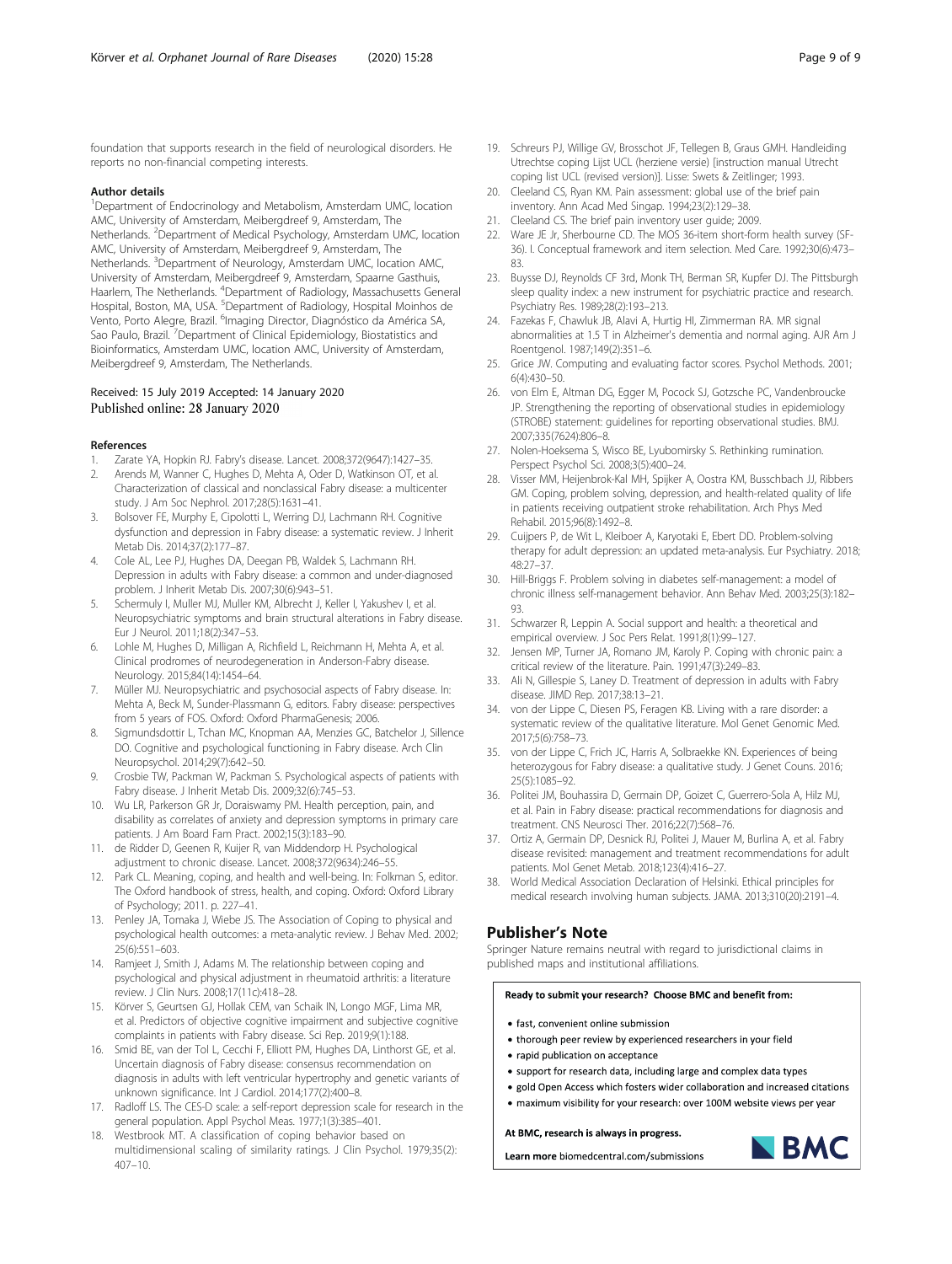foundation that supports research in the field of neurological disorders. He reports no non-financial competing interests.

#### Author details

[1]Department of Endocrinology and Metabolism, Amsterdam UMC, location AMC, University of Amsterdam, Meibergdreef 9, Amsterdam, The Netherlands. [2]Department of Medical Psychology, Amsterdam UMC, location AMC, University of Amsterdam, Meibergdreef 9, Amsterdam, The Netherlands. [3]Department of Neurology, Amsterdam UMC, location AMC, University of Amsterdam, Meibergdreef 9, Amsterdam, Spaarne Gasthuis, Haarlem, The Netherlands. [4]Department of Radiology, Massachusetts General Hospital, Boston, MA, USA. [5]Department of Radiology, Hospital Moinhos de Vento, Porto Alegre, Brazil. [6]Imaging Director, Diagnóstico da América SA, Sao Paulo, Brazil. [7]Department of Clinical Epidemiology, Biostatistics and Bioinformatics, Amsterdam UMC, location AMC, University of Amsterdam, Meibergdreef 9, Amsterdam, The Netherlands.

Received: 15 July 2019 Accepted: 14 January 2020
Published online: 28 January 2020

#### References

1. Zarate YA, Hopkin RJ. Fabry's disease. Lancet. 2008;372(9647):1427–35.
2. Arends M, Wanner C, Hughes D, Mehta A, Oder D, Watkinson OT, et al. Characterization of classical and nonclassical Fabry disease: a multicenter study. J Am Soc Nephrol. 2017;28(5):1631–41.
3. Bolsover FE, Murphy E, Cipolotti L, Werring DJ, Lachmann RH. Cognitive dysfunction and depression in Fabry disease: a systematic review. J Inherit Metab Dis. 2014;37(2):177–87.
4. Cole AL, Lee PJ, Hughes DA, Deegan PB, Waldek S, Lachmann RH. Depression in adults with Fabry disease: a common and under-diagnosed problem. J Inherit Metab Dis. 2007;30(6):943–51.
5. Schermuly I, Muller MJ, Muller KM, Albrecht J, Keller I, Yakushev I, et al. Neuropsychiatric symptoms and brain structural alterations in Fabry disease. Eur J Neurol. 2011;18(2):347–53.
6. Lohle M, Hughes D, Milligan A, Richfield L, Reichmann H, Mehta A, et al. Clinical prodromes of neurodegeneration in Anderson-Fabry disease. Neurology. 2015;84(14):1454–64.
7. Müller MJ. Neuropsychiatric and psychosocial aspects of Fabry disease. In: Mehta A, Beck M, Sunder-Plassmann G, editors. Fabry disease: perspectives from 5 years of FOS. Oxford: Oxford PharmaGenesis; 2006.
8. Sigmundsdottir L, Tchan MC, Knopman AA, Menzies GC, Batchelor J, Sillence DO. Cognitive and psychological functioning in Fabry disease. Arch Clin Neuropsychol. 2014;29(7):642–50.
9. Crosbie TW, Packman W, Packman S. Psychological aspects of patients with Fabry disease. J Inherit Metab Dis. 2009;32(6):745–53.
10. Wu LR, Parkerson GR Jr, Doraiswamy PM. Health perception, pain, and disability as correlates of anxiety and depression symptoms in primary care patients. J Am Board Fam Pract. 2002;15(3):183–90.
11. de Ridder D, Geenen R, Kuijer R, van Middendorp H. Psychological adjustment to chronic disease. Lancet. 2008;372(9634):246–55.
12. Park CL. Meaning, coping, and health and well-being. In: Folkman S, editor. The Oxford handbook of stress, health, and coping. Oxford: Oxford Library of Psychology; 2011. p. 227–41.
13. Penley JA, Tomaka J, Wiebe JS. The Association of Coping to physical and psychological health outcomes: a meta-analytic review. J Behav Med. 2002; 25(6):551–603.
14. Ramjeet J, Smith J, Adams M. The relationship between coping and psychological and physical adjustment in rheumatoid arthritis: a literature review. J Clin Nurs. 2008;17(11c):418–28.
15. Körver S, Geurtsen GJ, Hollak CEM, van Schaik IN, Longo MGF, Lima MR, et al. Predictors of objective cognitive impairment and subjective cognitive complaints in patients with Fabry disease. Sci Rep. 2019;9(1):188.
16. Smid BE, van der Tol L, Cecchi F, Elliott PM, Hughes DA, Linthorst GE, et al. Uncertain diagnosis of Fabry disease: consensus recommendation on diagnosis in adults with left ventricular hypertrophy and genetic variants of unknown significance. Int J Cardiol. 2014;177(2):400–8.
17. Radloff LS. The CES-D scale: a self-report depression scale for research in the general population. Appl Psychol Meas. 1977;1(3):385–401.
18. Westbrook MT. A classification of coping behavior based on multidimensional scaling of similarity ratings. J Clin Psychol. 1979;35(2): 407–10.
19. Schreurs PJ, Willige GV, Brosschot JF, Tellegen B, Graus GMH. Handleiding Utrechtse coping Lijst UCL (herziene versie) [instruction manual Utrecht coping list UCL (revised version)]. Lisse: Swets & Zeitlinger; 1993.
20. Cleeland CS, Ryan KM. Pain assessment: global use of the brief pain inventory. Ann Acad Med Singap. 1994;23(2):129–38.
21. Cleeland CS. The brief pain inventory user guide; 2009.
22. Ware JE Jr, Sherbourne CD. The MOS 36-item short-form health survey (SF-36). I. Conceptual framework and item selection. Med Care. 1992;30(6):473–83.
23. Buysse DJ, Reynolds CF 3rd, Monk TH, Berman SR, Kupfer DJ. The Pittsburgh sleep quality index: a new instrument for psychiatric practice and research. Psychiatry Res. 1989;28(2):193–213.
24. Fazekas F, Chawluk JB, Alavi A, Hurtig HI, Zimmerman RA. MR signal abnormalities at 1.5 T in Alzheimer's dementia and normal aging. AJR Am J Roentgenol. 1987;149(2):351–6.
25. Grice JW. Computing and evaluating factor scores. Psychol Methods. 2001; 6(4):430–50.
26. von Elm E, Altman DG, Egger M, Pocock SJ, Gotzsche PC, Vandenbroucke JP. Strengthening the reporting of observational studies in epidemiology (STROBE) statement: guidelines for reporting observational studies. BMJ. 2007;335(7624):806–8.
27. Nolen-Hoeksema S, Wisco BE, Lyubomirsky S. Rethinking rumination. Perspect Psychol Sci. 2008;3(5):400–24.
28. Visser MM, Heijenbrok-Kal MH, Spijker A, Oostra KM, Busschbach JJ, Ribbers GM. Coping, problem solving, depression, and health-related quality of life in patients receiving outpatient stroke rehabilitation. Arch Phys Med Rehabil. 2015;96(8):1492–8.
29. Cuijpers P, de Wit L, Kleiboer A, Karyotaki E, Ebert DD. Problem-solving therapy for adult depression: an updated meta-analysis. Eur Psychiatry. 2018; 48:27–37.
30. Hill-Briggs F. Problem solving in diabetes self-management: a model of chronic illness self-management behavior. Ann Behav Med. 2003;25(3):182–93.
31. Schwarzer R, Leppin A. Social support and health: a theoretical and empirical overview. J Soc Pers Relat. 1991;8(1):99–127.
32. Jensen MP, Turner JA, Romano JM, Karoly P. Coping with chronic pain: a critical review of the literature. Pain. 1991;47(3):249–83.
33. Ali N, Gillespie S, Laney D. Treatment of depression in adults with Fabry disease. JIMD Rep. 2017;38:13–21.
34. von der Lippe C, Diesen PS, Feragen KB. Living with a rare disorder: a systematic review of the qualitative literature. Mol Genet Genomic Med. 2017;5(6):758–73.
35. von der Lippe C, Frich JC, Harris A, Solbraekke KN. Experiences of being heterozygous for Fabry disease: a qualitative study. J Genet Couns. 2016; 25(5):1085–92.
36. Politei JM, Bouhassira D, Germain DP, Goizet C, Guerrero-Sola A, Hilz MJ, et al. Pain in Fabry disease: practical recommendations for diagnosis and treatment. CNS Neurosci Ther. 2016;22(7):568–76.
37. Ortiz A, Germain DP, Desnick RJ, Politei J, Mauer M, Burlina A, et al. Fabry disease revisited: management and treatment recommendations for adult patients. Mol Genet Metab. 2018;123(4):416–27.
38. World Medical Association Declaration of Helsinki. Ethical principles for medical research involving human subjects. JAMA. 2013;310(20):2191–4.

## Publisher's Note

Springer Nature remains neutral with regard to jurisdictional claims in published maps and institutional affiliations.

**Ready to submit your research? Choose BMC and benefit from:**

- fast, convenient online submission
- thorough peer review by experienced researchers in your field
- rapid publication on acceptance
- support for research data, including large and complex data types
- gold Open Access which fosters wider collaboration and increased citations
- maximum visibility for your research: over 100M website views per year

**At BMC, research is always in progress.**

**Learn more** biomedcentral.com/submissions

BMC